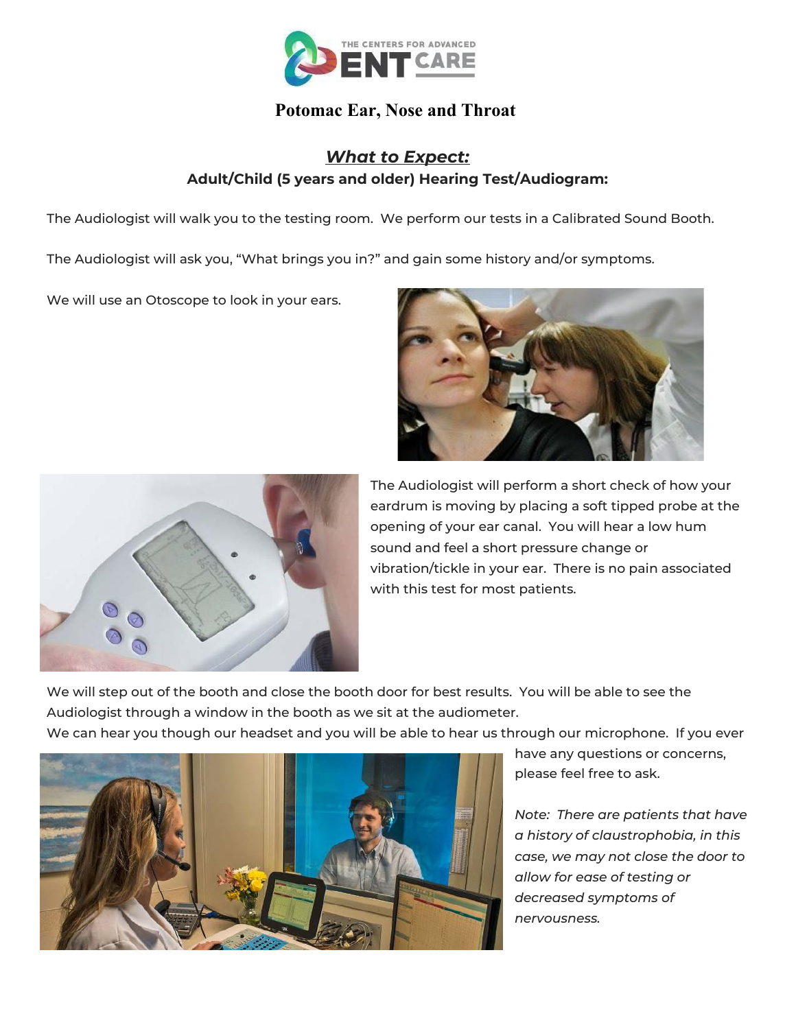THE CENTERS FOR ADVANCED ENT CARE

# Potomac Ear, Nose and Throat

## *What to Expect:*

### Adult/Child (5 years and older) Hearing Test/Audiogram:

The Audiologist will walk you to the testing room. We perform our tests in a Calibrated Sound Booth.

The Audiologist will ask you, "What brings you in?" and gain some history and/or symptoms.

We will use an Otoscope to look in your ears.

The Audiologist will perform a short check of how your eardrum is moving by placing a soft tipped probe at the opening of your ear canal. You will hear a low hum sound and feel a short pressure change or vibration/tickle in your ear. There is no pain associated with this test for most patients.

We will step out of the booth and close the booth door for best results. You will be able to see the Audiologist through a window in the booth as we sit at the audiometer.

We can hear you though our headset and you will be able to hear us through our microphone. If you ever have any questions or concerns, please feel free to ask.

*Note: There are patients that have a history of claustrophobia, in this case, we may not close the door to allow for ease of testing or decreased symptoms of nervousness.*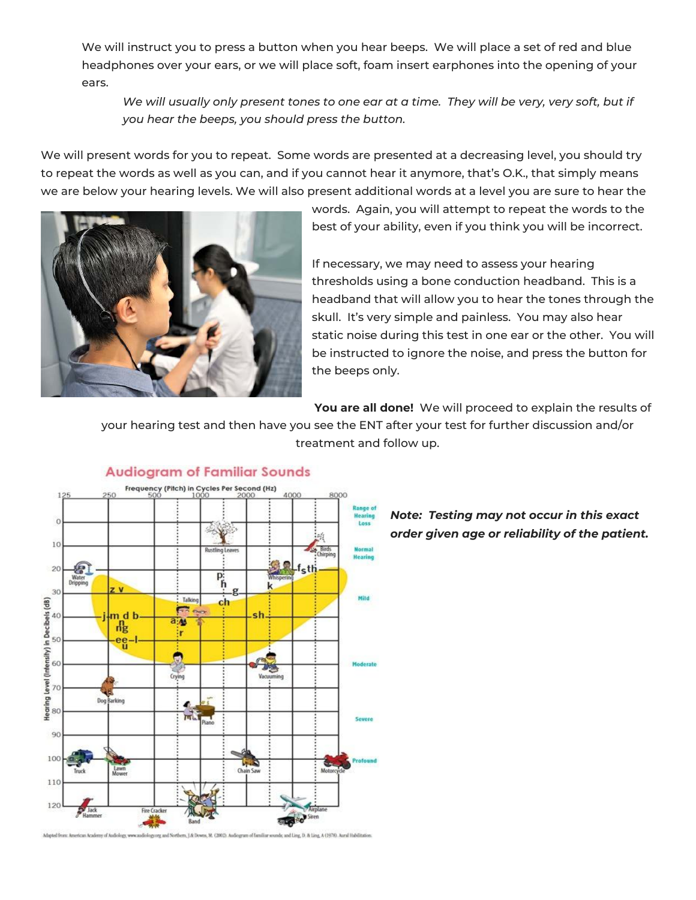We will instruct you to press a button when you hear beeps. We will place a set of red and blue headphones over your ears, or we will place soft, foam insert earphones into the opening of your ears.

*We will usually only present tones to one ear at a time. They will be very, very soft, but if you hear the beeps, you should press the button.*

We will present words for you to repeat. Some words are presented at a decreasing level, you should try to repeat the words as well as you can, and if you cannot hear it anymore, that's O.K., that simply means we are below your hearing levels. We will also present additional words at a level you are sure to hear the words. Again, you will attempt to repeat the words to the best of your ability, even if you think you will be incorrect.

If necessary, we may need to assess your hearing thresholds using a bone conduction headband. This is a headband that will allow you to hear the tones through the skull. It's very simple and painless. You may also hear static noise during this test in one ear or the other. You will be instructed to ignore the noise, and press the button for the beeps only.

**You are all done!** We will proceed to explain the results of your hearing test and then have you see the ENT after your test for further discussion and/or treatment and follow up.

Audiogram of Familiar Sounds

Frequency (Pitch) in Cycles Per Second (Hz)

125 250 500 1000 2000 4000 8000

Hearing Level (Intensity) in Decibels (dB)

0 10 20 30 40 50 60 70 80 90 100 110 120

Range of Hearing Loss

Normal Hearing

Mild

Moderate

Severe

Profound

Rustling Leaves, Birds Chirping, Water Dripping, Whispering, Talking, Crying, Vacuuming, Dog Barking, Piano, Truck, Lawn Mower, Chain Saw, Motorcycle, Jack Hammer, Fire Cracker, Band, Airplane, Siren

z v, j m d b, n ng, e e l, u, a, o, r, p, h, g, ch, k, sh, f s th

Adapted from: American Academy of Audiology, www.audiology.org and Northern, J & Downs, M. (2002). Audiogram of familiar sounds; and Ling, D. & Ling, A. (1978). Aural Habilitation.

***Note: Testing may not occur in this exact order given age or reliability of the patient.***